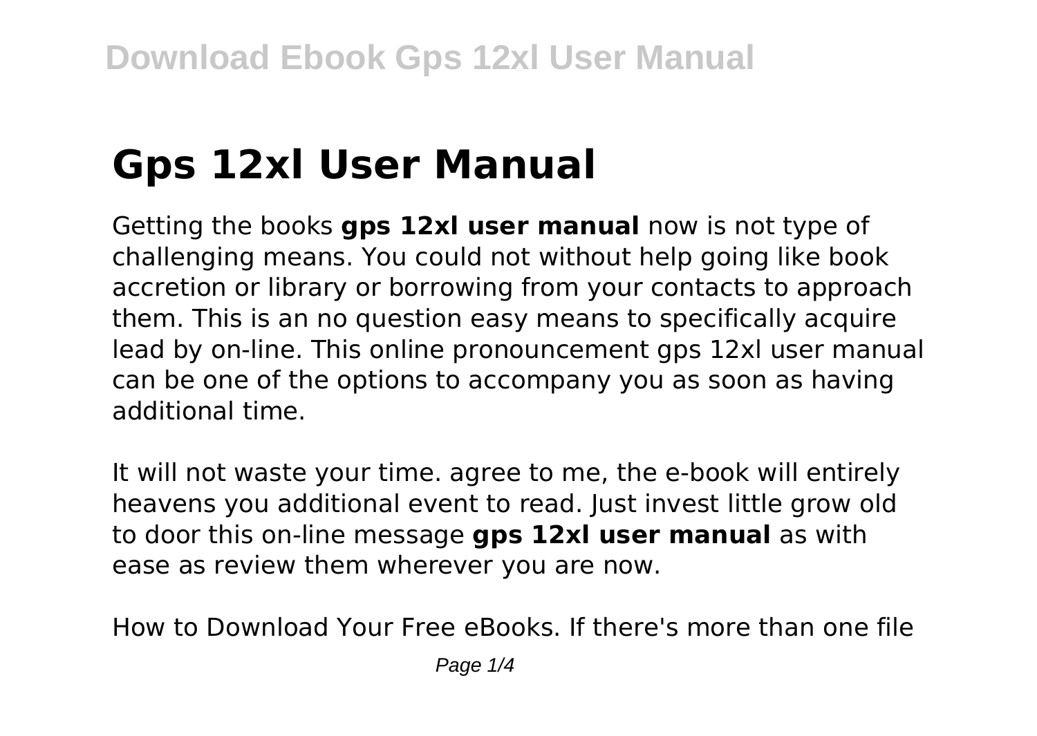# Gps 12xl User Manual

Getting the books **gps 12xl user manual** now is not type of challenging means. You could not without help going like book accretion or library or borrowing from your contacts to approach them. This is an no question easy means to specifically acquire lead by on-line. This online pronouncement gps 12xl user manual can be one of the options to accompany you as soon as having additional time.

It will not waste your time. agree to me, the e-book will entirely heavens you additional event to read. Just invest little grow old to door this on-line message **gps 12xl user manual** as with ease as review them wherever you are now.

How to Download Your Free eBooks. If there's more than one file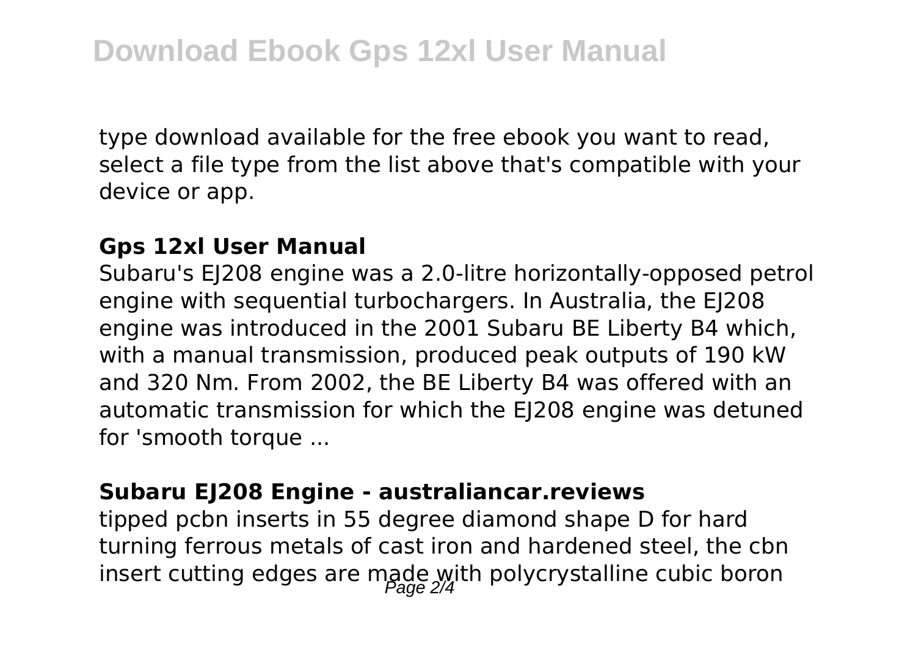type download available for the free ebook you want to read, select a file type from the list above that's compatible with your device or app.

### Gps 12xl User Manual

Subaru's EJ208 engine was a 2.0-litre horizontally-opposed petrol engine with sequential turbochargers. In Australia, the EJ208 engine was introduced in the 2001 Subaru BE Liberty B4 which, with a manual transmission, produced peak outputs of 190 kW and 320 Nm. From 2002, the BE Liberty B4 was offered with an automatic transmission for which the EJ208 engine was detuned for 'smooth torque ...

### Subaru EJ208 Engine - australiancar.reviews

tipped pcbn inserts in 55 degree diamond shape D for hard turning ferrous metals of cast iron and hardened steel, the cbn insert cutting edges are made with polycrystalline cubic boron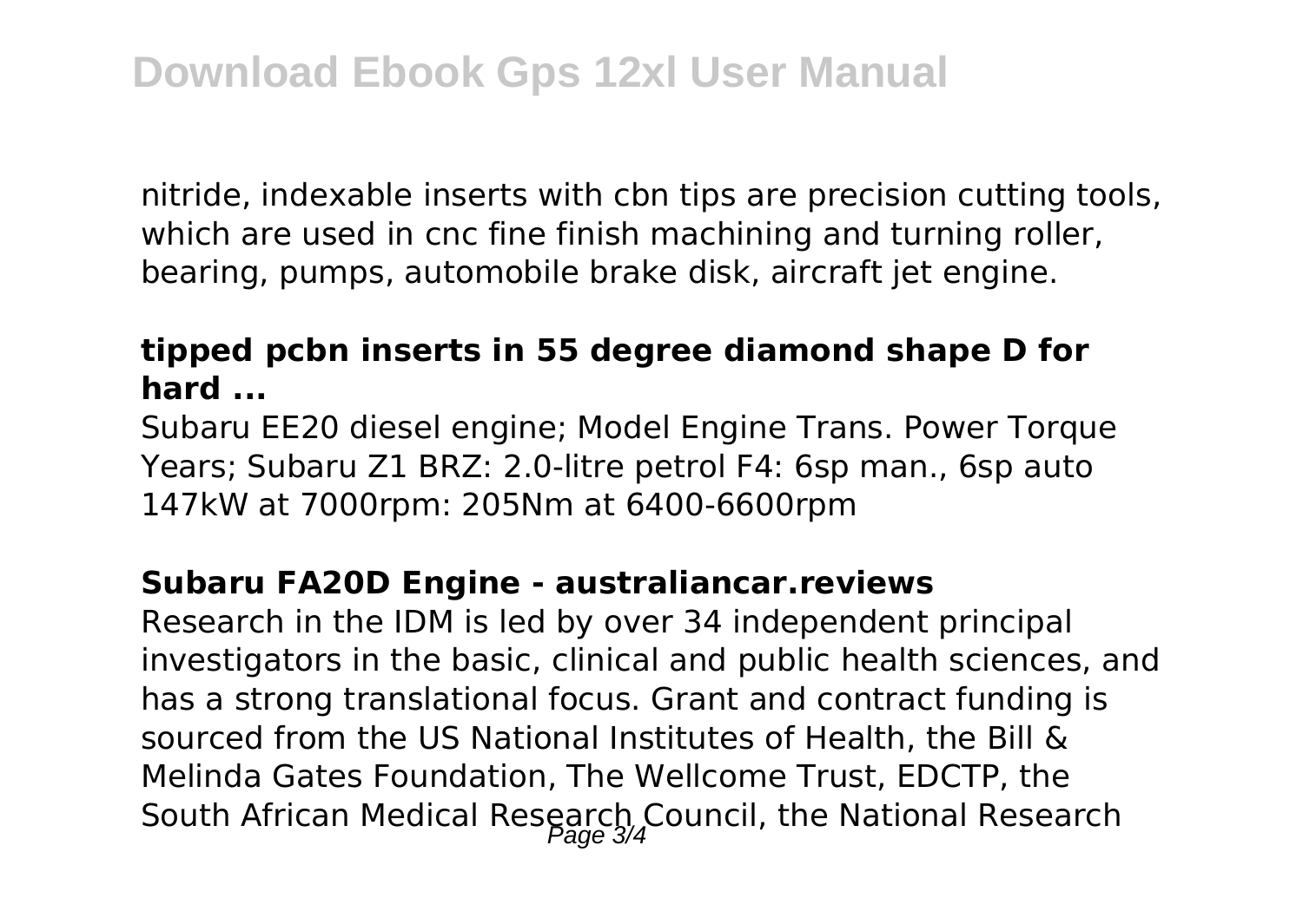nitride, indexable inserts with cbn tips are precision cutting tools, which are used in cnc fine finish machining and turning roller, bearing, pumps, automobile brake disk, aircraft jet engine.

**tipped pcbn inserts in 55 degree diamond shape D for hard ...**

Subaru EE20 diesel engine; Model Engine Trans. Power Torque Years; Subaru Z1 BRZ: 2.0-litre petrol F4: 6sp man., 6sp auto 147kW at 7000rpm: 205Nm at 6400-6600rpm

**Subaru FA20D Engine - australiancar.reviews**

Research in the IDM is led by over 34 independent principal investigators in the basic, clinical and public health sciences, and has a strong translational focus. Grant and contract funding is sourced from the US National Institutes of Health, the Bill & Melinda Gates Foundation, The Wellcome Trust, EDCTP, the South African Medical Research Council, the National Research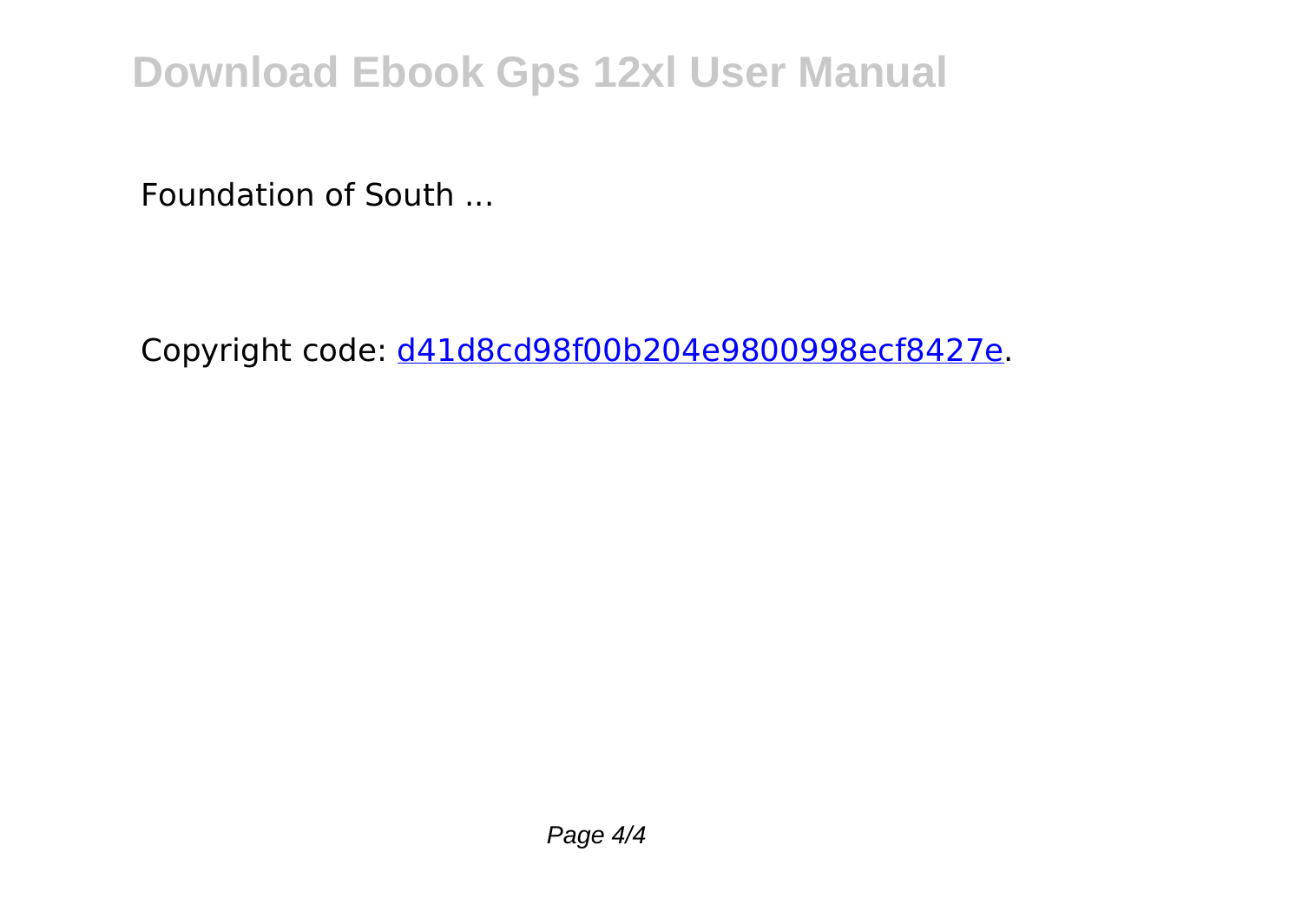Foundation of South ...

Copyright code: [d41d8cd98f00b204e9800998ecf8427e](d41d8cd98f00b204e9800998ecf8427e).